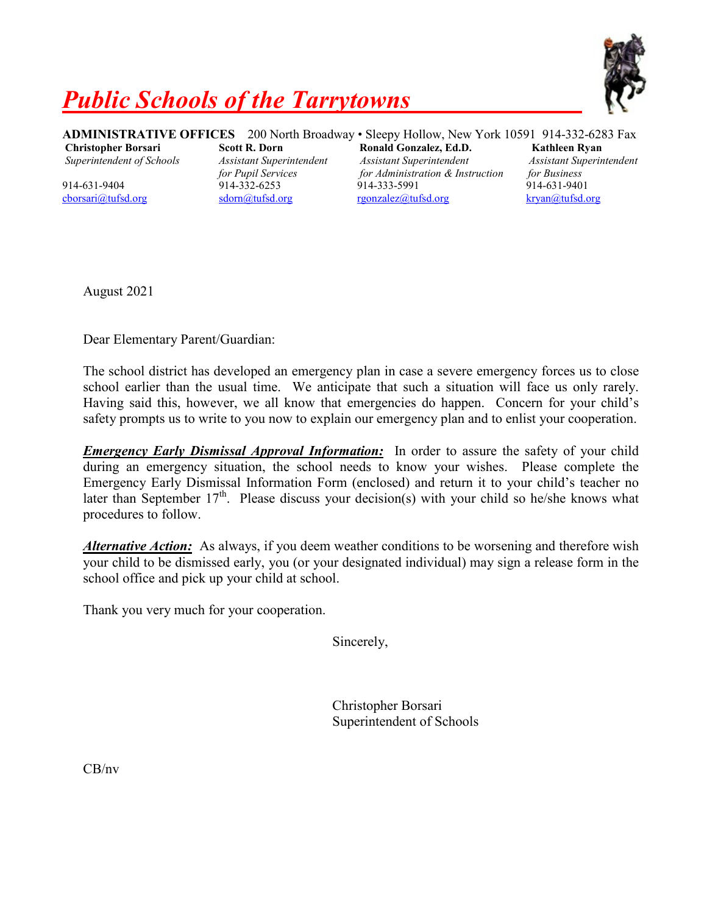# Public Schools of the Tarrytowns

**ADMINISTRATIVE OFFICES** 200 North Broadway • Sleepy Hollow, New York 10591 914-332-6283 Fax

| **Christopher Borsari** | **Scott R. Dorn** | **Ronald Gonzalez, Ed.D.** | **Kathleen Ryan** |
|---|---|---|---|
| *Superintendent of Schools* | *Assistant Superintendent for Pupil Services* | *Assistant Superintendent for Administration & Instruction* | *Assistant Superintendent for Business* |
| 914-631-9404 | 914-332-6253 | 914-333-5991 | 914-631-9401 |
| cborsari@tufsd.org | sdorn@tufsd.org | rgonzalez@tufsd.org | kryan@tufsd.org |

August 2021

Dear Elementary Parent/Guardian:

The school district has developed an emergency plan in case a severe emergency forces us to close school earlier than the usual time. We anticipate that such a situation will face us only rarely. Having said this, however, we all know that emergencies do happen. Concern for your child's safety prompts us to write to you now to explain our emergency plan and to enlist your cooperation.

***Emergency Early Dismissal Approval Information:*** In order to assure the safety of your child during an emergency situation, the school needs to know your wishes. Please complete the Emergency Early Dismissal Information Form (enclosed) and return it to your child's teacher no later than September 17th. Please discuss your decision(s) with your child so he/she knows what procedures to follow.

***Alternative Action:*** As always, if you deem weather conditions to be worsening and therefore wish your child to be dismissed early, you (or your designated individual) may sign a release form in the school office and pick up your child at school.

Thank you very much for your cooperation.

Sincerely,

Christopher Borsari
Superintendent of Schools

CB/nv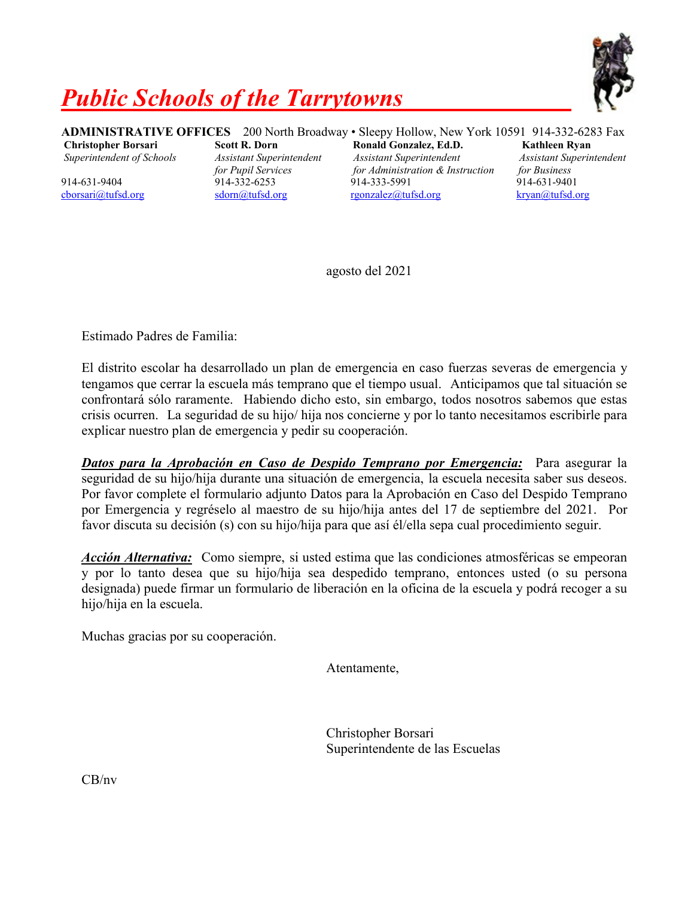# *Public Schools of the Tarrytowns*

**ADMINISTRATIVE OFFICES** 200 North Broadway • Sleepy Hollow, New York 10591 914-332-6283 Fax

| | | | |
|---|---|---|---|
| **Christopher Borsari** | **Scott R. Dorn** | **Ronald Gonzalez, Ed.D.** | **Kathleen Ryan** |
| *Superintendent of Schools* | *Assistant Superintendent for Pupil Services* | *Assistant Superintendent for Administration & Instruction* | *Assistant Superintendent for Business* |
| 914-631-9404 | 914-332-6253 | 914-333-5991 | 914-631-9401 |
| cborsari@tufsd.org | sdorn@tufsd.org | rgonzalez@tufsd.org | kryan@tufsd.org |

agosto del 2021

Estimado Padres de Familia:

El distrito escolar ha desarrollado un plan de emergencia en caso fuerzas severas de emergencia y tengamos que cerrar la escuela más temprano que el tiempo usual. Anticipamos que tal situación se confrontará sólo raramente. Habiendo dicho esto, sin embargo, todos nosotros sabemos que estas crisis ocurren. La seguridad de su hijo/ hija nos concierne y por lo tanto necesitamos escribirle para explicar nuestro plan de emergencia y pedir su cooperación.

***Datos para la Aprobación en Caso de Despido Temprano por Emergencia:*** Para asegurar la seguridad de su hijo/hija durante una situación de emergencia, la escuela necesita saber sus deseos. Por favor complete el formulario adjunto Datos para la Aprobación en Caso del Despido Temprano por Emergencia y regréselo al maestro de su hijo/hija antes del 17 de septiembre del 2021. Por favor discuta su decisión (s) con su hijo/hija para que así él/ella sepa cual procedimiento seguir.

***Acción Alternativa:*** Como siempre, si usted estima que las condiciones atmosféricas se empeoran y por lo tanto desea que su hijo/hija sea despedido temprano, entonces usted (o su persona designada) puede firmar un formulario de liberación en la oficina de la escuela y podrá recoger a su hijo/hija en la escuela.

Muchas gracias por su cooperación.

Atentamente,

Christopher Borsari
Superintendente de las Escuelas

CB/nv